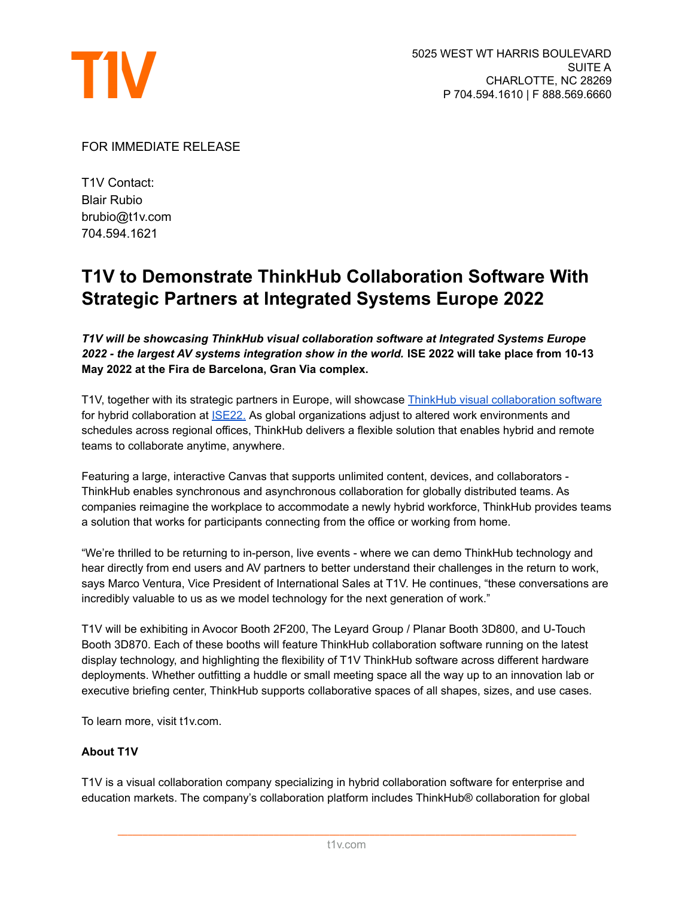T1V

5025 WEST WT HARRIS BOULEVARD
SUITE A
CHARLOTTE, NC 28269
P 704.594.1610 | F 888.569.6660

FOR IMMEDIATE RELEASE

T1V Contact:
Blair Rubio
brubio@t1v.com
704.594.1621

# T1V to Demonstrate ThinkHub Collaboration Software With Strategic Partners at Integrated Systems Europe 2022

***T1V will be showcasing ThinkHub visual collaboration software at Integrated Systems Europe 2022 - the largest AV systems integration show in the world.* ISE 2022 will take place from 10-13 May 2022 at the Fira de Barcelona, Gran Via complex.**

T1V, together with its strategic partners in Europe, will showcase [ThinkHub visual collaboration software]() for hybrid collaboration at [ISE22.]() As global organizations adjust to altered work environments and schedules across regional offices, ThinkHub delivers a flexible solution that enables hybrid and remote teams to collaborate anytime, anywhere.

Featuring a large, interactive Canvas that supports unlimited content, devices, and collaborators - ThinkHub enables synchronous and asynchronous collaboration for globally distributed teams. As companies reimagine the workplace to accommodate a newly hybrid workforce, ThinkHub provides teams a solution that works for participants connecting from the office or working from home.

"We're thrilled to be returning to in-person, live events - where we can demo ThinkHub technology and hear directly from end users and AV partners to better understand their challenges in the return to work, says Marco Ventura, Vice President of International Sales at T1V. He continues, "these conversations are incredibly valuable to us as we model technology for the next generation of work."

T1V will be exhibiting in Avocor Booth 2F200, The Leyard Group / Planar Booth 3D800, and U-Touch Booth 3D870. Each of these booths will feature ThinkHub collaboration software running on the latest display technology, and highlighting the flexibility of T1V ThinkHub software across different hardware deployments. Whether outfitting a huddle or small meeting space all the way up to an innovation lab or executive briefing center, ThinkHub supports collaborative spaces of all shapes, sizes, and use cases.

To learn more, visit t1v.com.

**About T1V**

T1V is a visual collaboration company specializing in hybrid collaboration software for enterprise and education markets. The company's collaboration platform includes ThinkHub® collaboration for global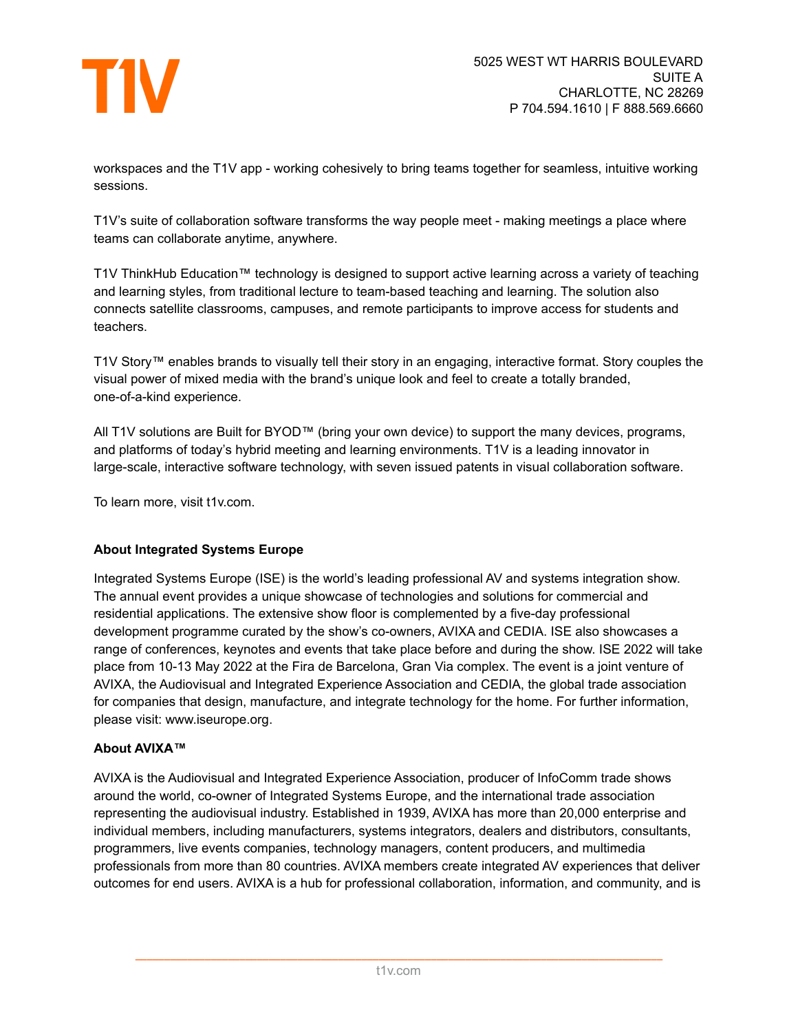workspaces and the T1V app - working cohesively to bring teams together for seamless, intuitive working sessions.

T1V's suite of collaboration software transforms the way people meet - making meetings a place where teams can collaborate anytime, anywhere.

T1V ThinkHub Education™ technology is designed to support active learning across a variety of teaching and learning styles, from traditional lecture to team-based teaching and learning. The solution also connects satellite classrooms, campuses, and remote participants to improve access for students and teachers.

T1V Story™ enables brands to visually tell their story in an engaging, interactive format. Story couples the visual power of mixed media with the brand's unique look and feel to create a totally branded, one-of-a-kind experience.

All T1V solutions are Built for BYOD™ (bring your own device) to support the many devices, programs, and platforms of today's hybrid meeting and learning environments. T1V is a leading innovator in large-scale, interactive software technology, with seven issued patents in visual collaboration software.

To learn more, visit t1v.com.

**About Integrated Systems Europe**

Integrated Systems Europe (ISE) is the world's leading professional AV and systems integration show. The annual event provides a unique showcase of technologies and solutions for commercial and residential applications. The extensive show floor is complemented by a five-day professional development programme curated by the show's co-owners, AVIXA and CEDIA. ISE also showcases a range of conferences, keynotes and events that take place before and during the show. ISE 2022 will take place from 10-13 May 2022 at the Fira de Barcelona, Gran Via complex. The event is a joint venture of AVIXA, the Audiovisual and Integrated Experience Association and CEDIA, the global trade association for companies that design, manufacture, and integrate technology for the home. For further information, please visit: www.iseurope.org.

**About AVIXA™**

AVIXA is the Audiovisual and Integrated Experience Association, producer of InfoComm trade shows around the world, co-owner of Integrated Systems Europe, and the international trade association representing the audiovisual industry. Established in 1939, AVIXA has more than 20,000 enterprise and individual members, including manufacturers, systems integrators, dealers and distributors, consultants, programmers, live events companies, technology managers, content producers, and multimedia professionals from more than 80 countries. AVIXA members create integrated AV experiences that deliver outcomes for end users. AVIXA is a hub for professional collaboration, information, and community, and is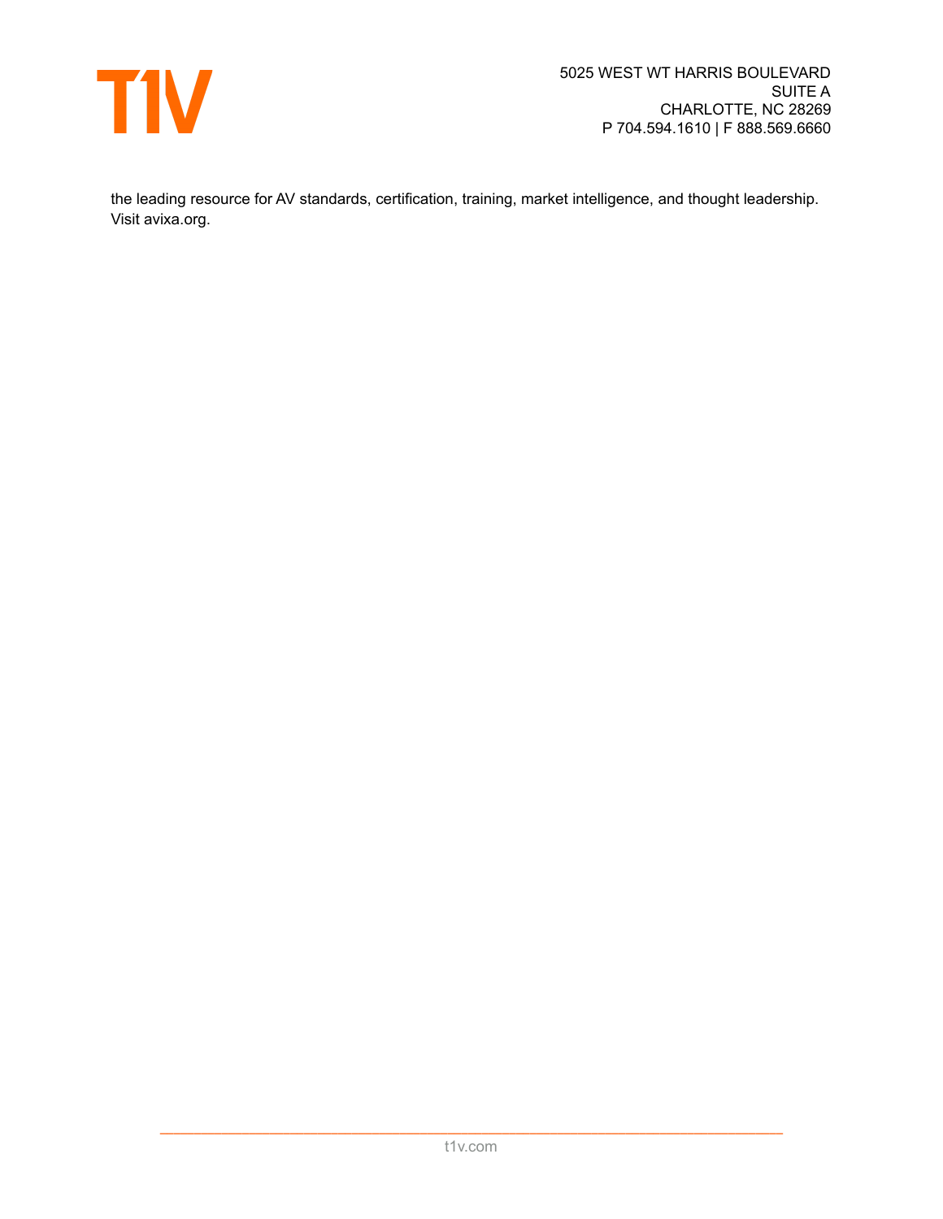the leading resource for AV standards, certification, training, market intelligence, and thought leadership. Visit avixa.org.